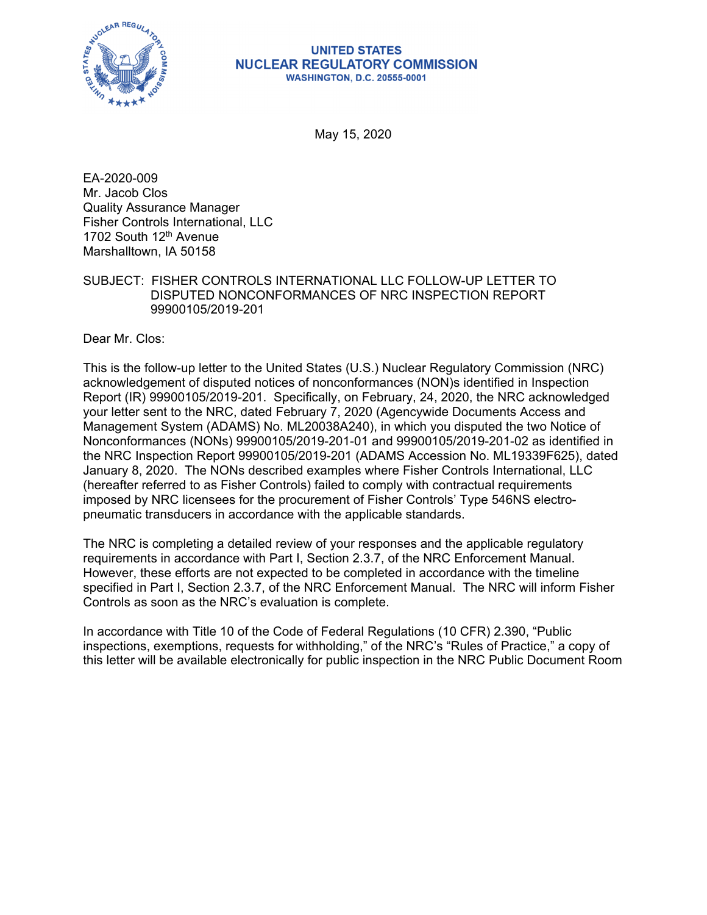**UNITED STATES**
**NUCLEAR REGULATORY COMMISSION**
**WASHINGTON, D.C. 20555-0001**

May 15, 2020

EA-2020-009
Mr. Jacob Clos
Quality Assurance Manager
Fisher Controls International, LLC
1702 South 12th Avenue
Marshalltown, IA 50158

SUBJECT: FISHER CONTROLS INTERNATIONAL LLC FOLLOW-UP LETTER TO DISPUTED NONCONFORMANCES OF NRC INSPECTION REPORT 99900105/2019-201

Dear Mr. Clos:

This is the follow-up letter to the United States (U.S.) Nuclear Regulatory Commission (NRC) acknowledgement of disputed notices of nonconformances (NON)s identified in Inspection Report (IR) 99900105/2019-201. Specifically, on February, 24, 2020, the NRC acknowledged your letter sent to the NRC, dated February 7, 2020 (Agencywide Documents Access and Management System (ADAMS) No. ML20038A240), in which you disputed the two Notice of Nonconformances (NONs) 99900105/2019-201-01 and 99900105/2019-201-02 as identified in the NRC Inspection Report 99900105/2019-201 (ADAMS Accession No. ML19339F625), dated January 8, 2020. The NONs described examples where Fisher Controls International, LLC (hereafter referred to as Fisher Controls) failed to comply with contractual requirements imposed by NRC licensees for the procurement of Fisher Controls' Type 546NS electro-pneumatic transducers in accordance with the applicable standards.

The NRC is completing a detailed review of your responses and the applicable regulatory requirements in accordance with Part I, Section 2.3.7, of the NRC Enforcement Manual. However, these efforts are not expected to be completed in accordance with the timeline specified in Part I, Section 2.3.7, of the NRC Enforcement Manual. The NRC will inform Fisher Controls as soon as the NRC's evaluation is complete.

In accordance with Title 10 of the Code of Federal Regulations (10 CFR) 2.390, "Public inspections, exemptions, requests for withholding," of the NRC's "Rules of Practice," a copy of this letter will be available electronically for public inspection in the NRC Public Document Room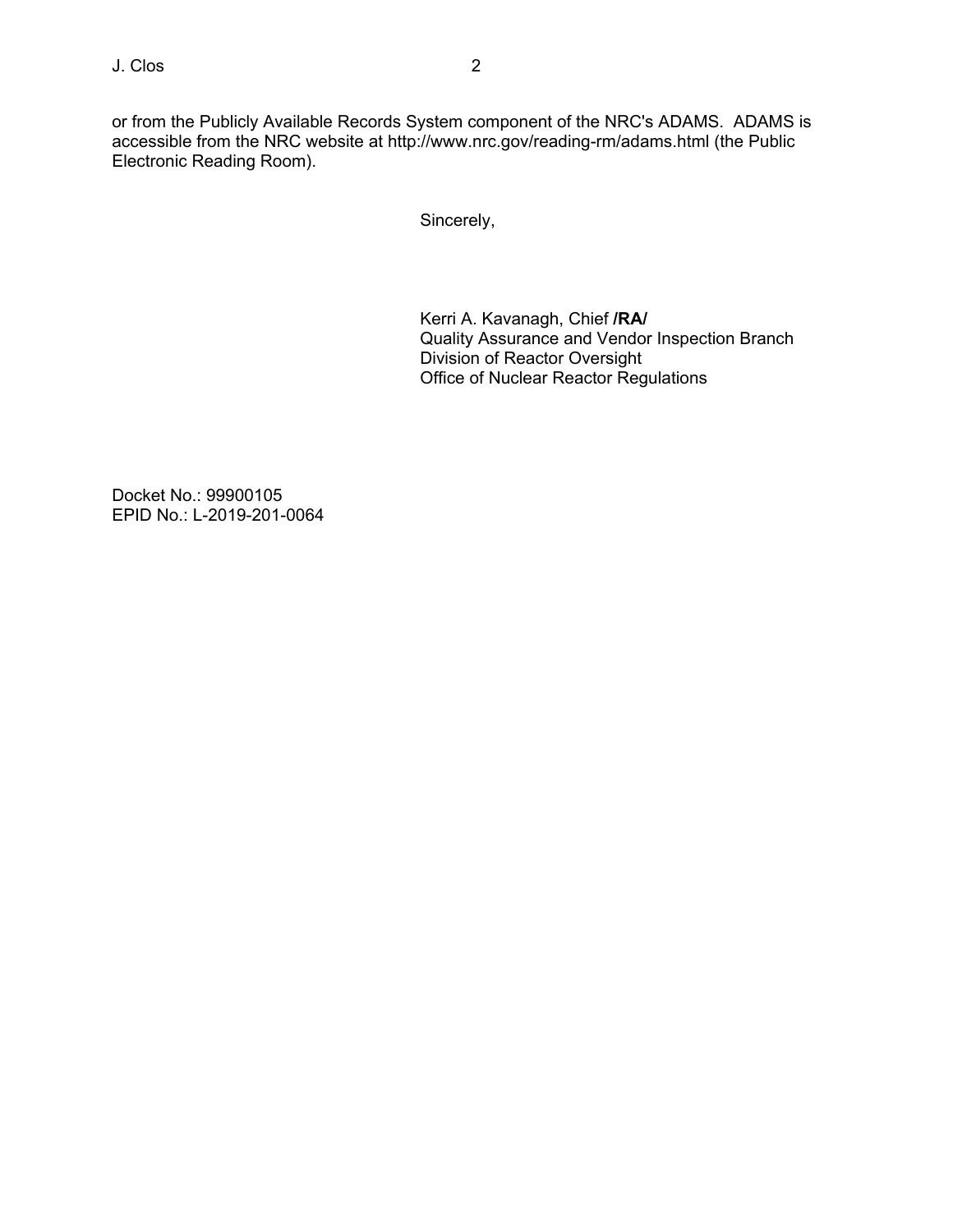or from the Publicly Available Records System component of the NRC's ADAMS. ADAMS is accessible from the NRC website at http://www.nrc.gov/reading-rm/adams.html (the Public Electronic Reading Room).

Sincerely,

Kerri A. Kavanagh, Chief **/RA/**
Quality Assurance and Vendor Inspection Branch
Division of Reactor Oversight
Office of Nuclear Reactor Regulations

Docket No.: 99900105
EPID No.: L-2019-201-0064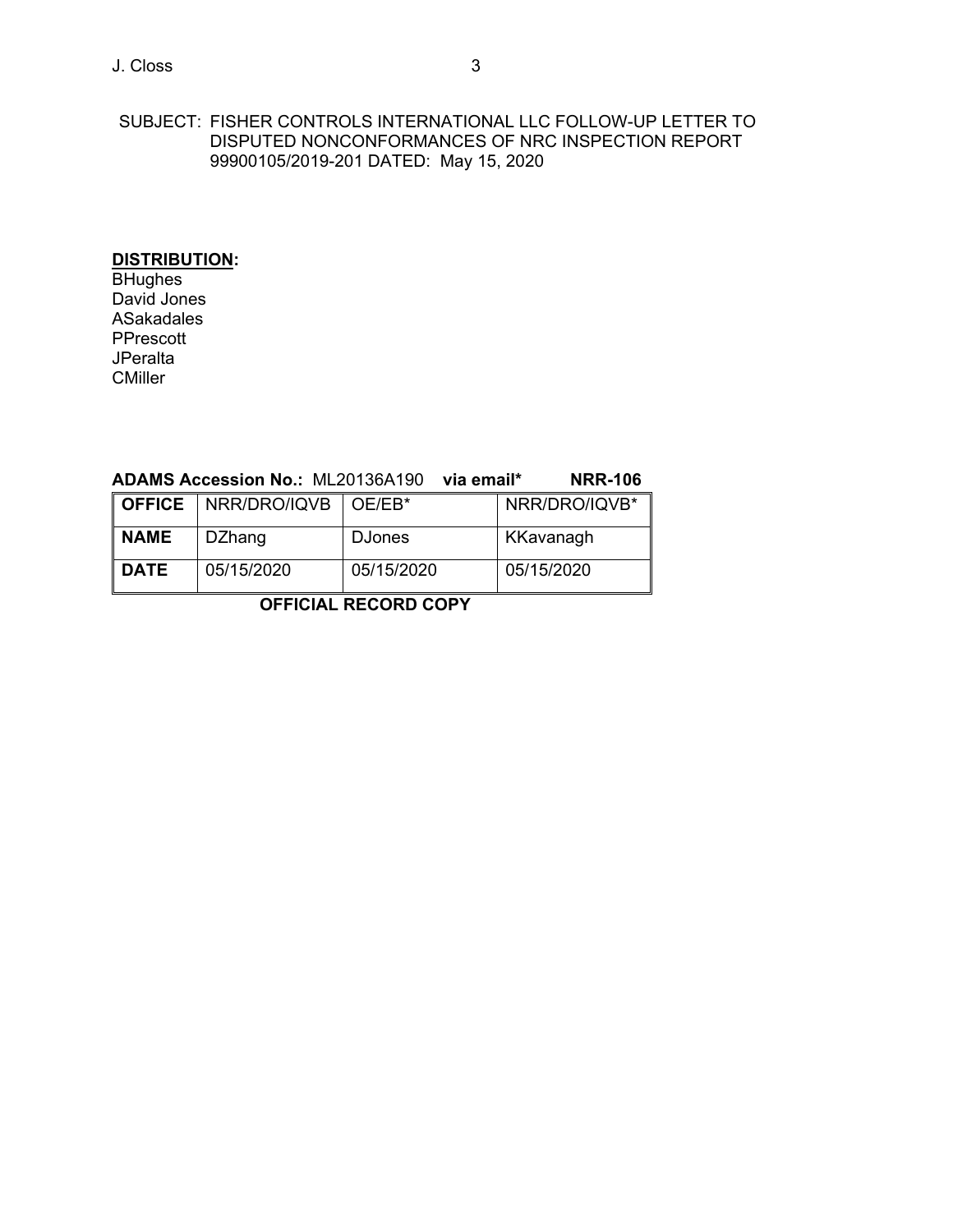SUBJECT: FISHER CONTROLS INTERNATIONAL LLC FOLLOW-UP LETTER TO DISPUTED NONCONFORMANCES OF NRC INSPECTION REPORT 99900105/2019-201 DATED: May 15, 2020

**DISTRIBUTION:**

BHughes
David Jones
ASakadales
PPrescott
JPeralta
CMiller

**ADAMS Accession No.:** ML20136A190 **via email*** **NRR-106**

| **OFFICE** | NRR/DRO/IQVB | OE/EB* | NRR/DRO/IQVB* |
|---|---|---|---|
| **NAME** | DZhang | DJones | KKavanagh |
| **DATE** | 05/15/2020 | 05/15/2020 | 05/15/2020 |

**OFFICIAL RECORD COPY**